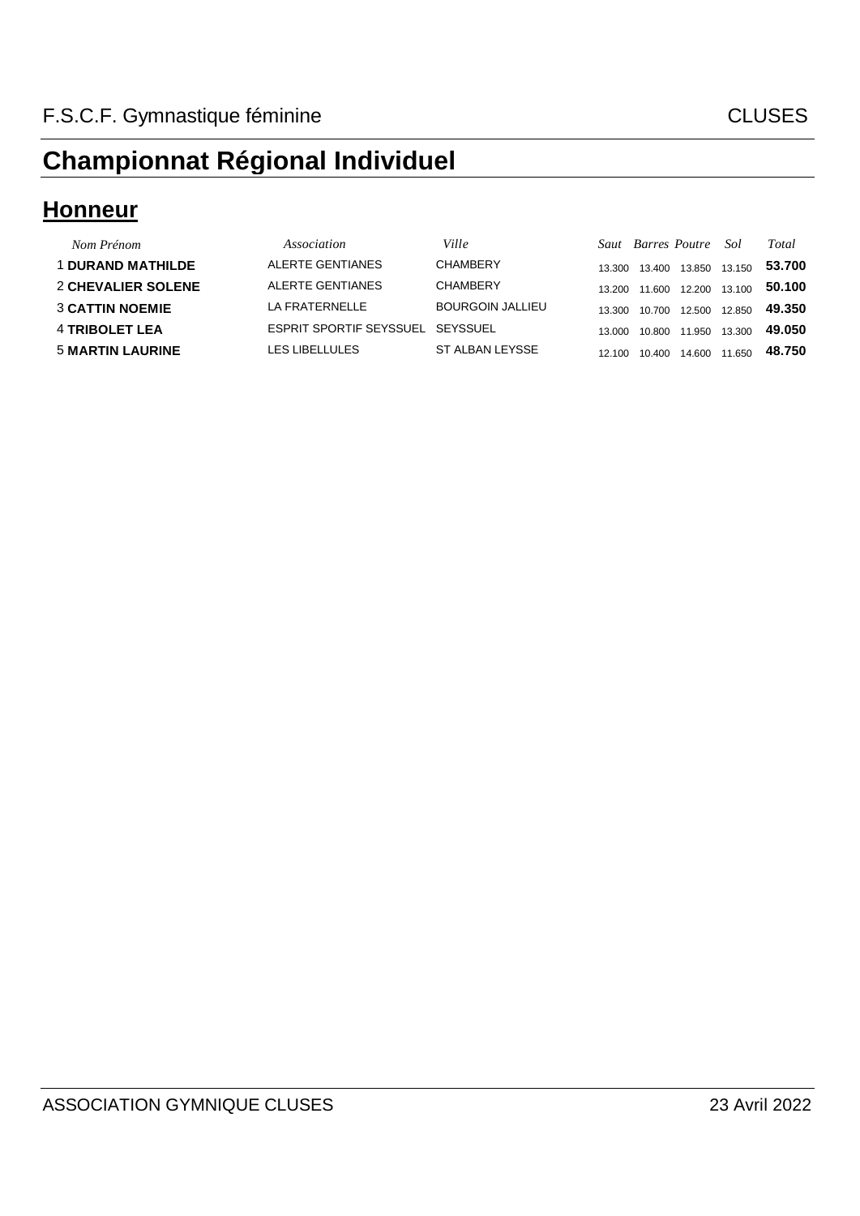F.S.C.F. Gymnastique féminine CLUSES

# Championnat Régional Individuel

## Honneur

| | *Nom Prénom* | *Association* | *Ville* | *Saut* | *Barres* | *Poutre* | *Sol* | *Total* |
|---|---|---|---|---|---|---|---|---|
| 1 | **DURAND MATHILDE** | ALERTE GENTIANES | CHAMBERY | 13.300 | 13.400 | 13.850 | 13.150 | **53.700** |
| 2 | **CHEVALIER SOLENE** | ALERTE GENTIANES | CHAMBERY | 13.200 | 11.600 | 12.200 | 13.100 | **50.100** |
| 3 | **CATTIN NOEMIE** | LA FRATERNELLE | BOURGOIN JALLIEU | 13.300 | 10.700 | 12.500 | 12.850 | **49.350** |
| 4 | **TRIBOLET LEA** | ESPRIT SPORTIF SEYSSUEL | SEYSSUEL | 13.000 | 10.800 | 11.950 | 13.300 | **49.050** |
| 5 | **MARTIN LAURINE** | LES LIBELLULES | ST ALBAN LEYSSE | 12.100 | 10.400 | 14.600 | 11.650 | **48.750** |

ASSOCIATION GYMNIQUE CLUSES 23 Avril 2022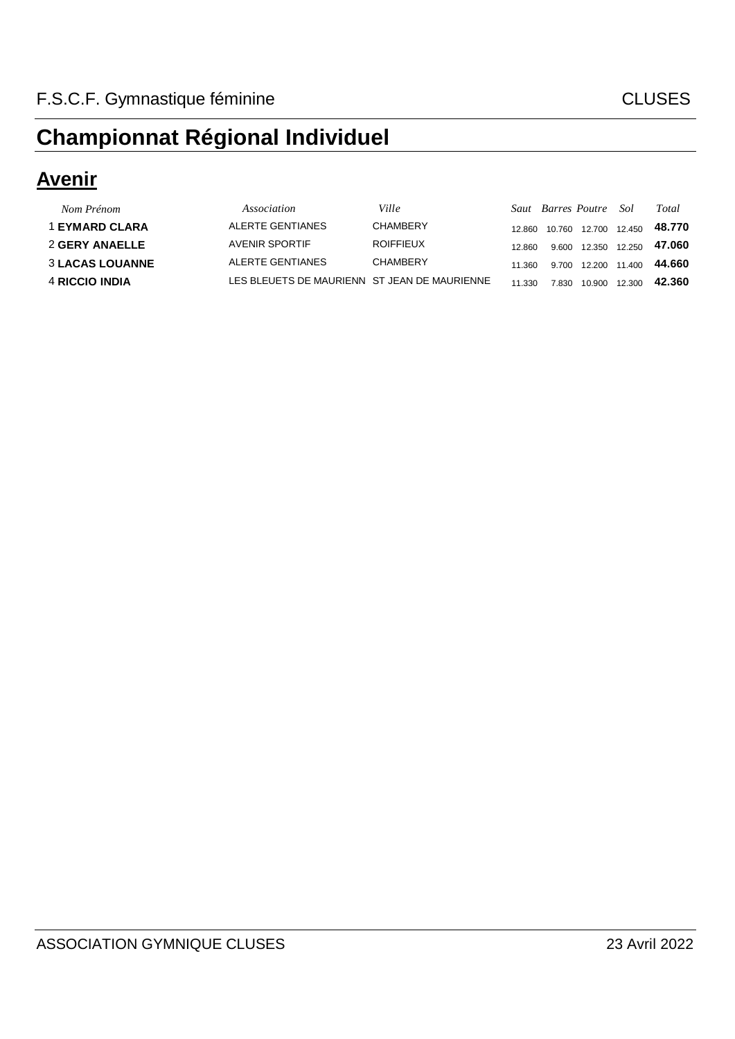F.S.C.F. Gymnastique féminine — CLUSES

# Championnat Régional Individuel

## Avenir

| | Nom Prénom | Association | Ville | Saut | Barres | Poutre | Sol | Total |
|---|---|---|---|---|---|---|---|---|
| 1 | **EYMARD CLARA** | ALERTE GENTIANES | CHAMBERY | 12.860 | 10.760 | 12.700 | 12.450 | **48.770** |
| 2 | **GERY ANAELLE** | AVENIR SPORTIF | ROIFFIEUX | 12.860 | 9.600 | 12.350 | 12.250 | **47.060** |
| 3 | **LACAS LOUANNE** | ALERTE GENTIANES | CHAMBERY | 11.360 | 9.700 | 12.200 | 11.400 | **44.660** |
| 4 | **RICCIO INDIA** | LES BLEUETS DE MAURIENN | ST JEAN DE MAURIENNE | 11.330 | 7.830 | 10.900 | 12.300 | **42.360** |

ASSOCIATION GYMNIQUE CLUSES — 23 Avril 2022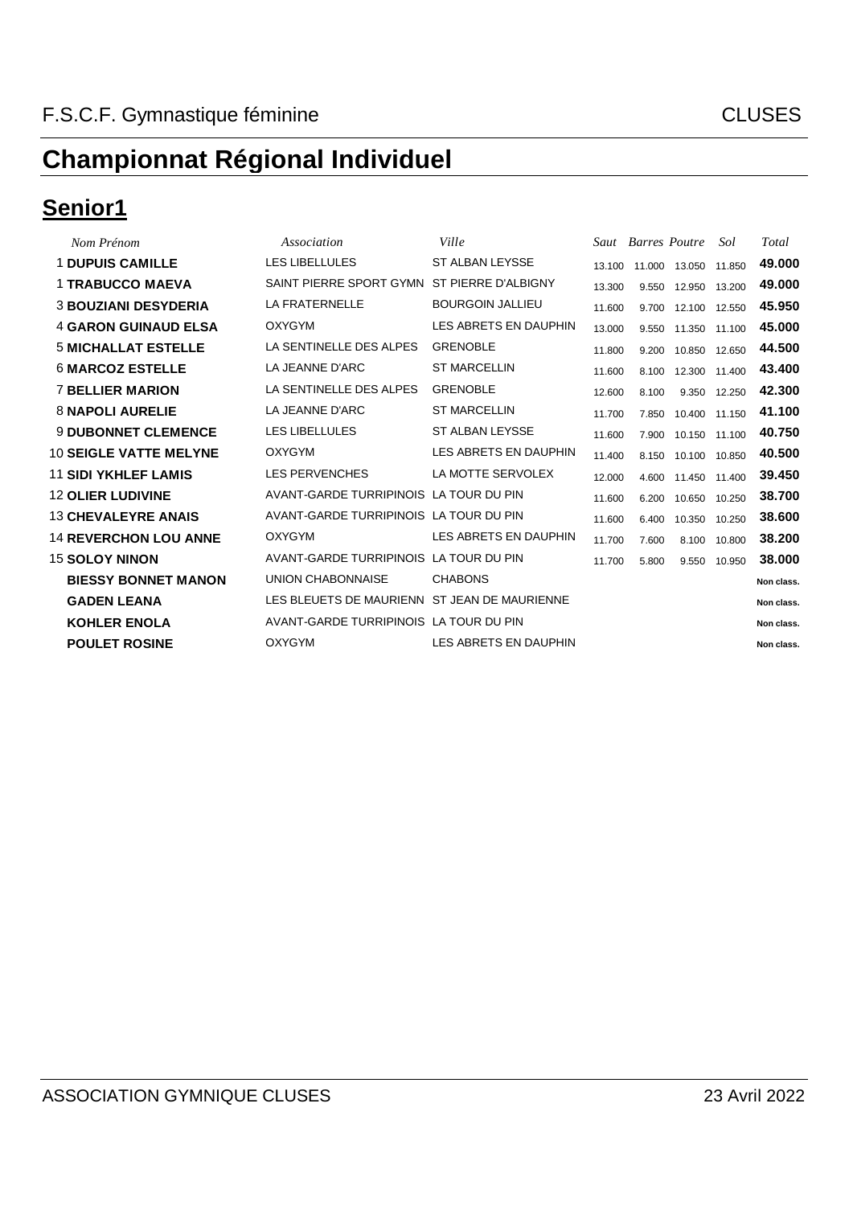F.S.C.F. Gymnastique féminine CLUSES

# Championnat Régional Individuel

## Senior1

| | Nom Prénom | Association | Ville | Saut | Barres | Poutre | Sol | Total |
|---|---|---|---|---|---|---|---|---|
| 1 | **DUPUIS CAMILLE** | LES LIBELLULES | ST ALBAN LEYSSE | 13.100 | 11.000 | 13.050 | 11.850 | **49.000** |
| 1 | **TRABUCCO MAEVA** | SAINT PIERRE SPORT GYMN | ST PIERRE D'ALBIGNY | 13.300 | 9.550 | 12.950 | 13.200 | **49.000** |
| 3 | **BOUZIANI DESYDERIA** | LA FRATERNELLE | BOURGOIN JALLIEU | 11.600 | 9.700 | 12.100 | 12.550 | **45.950** |
| 4 | **GARON GUINAUD ELSA** | OXYGYM | LES ABRETS EN DAUPHIN | 13.000 | 9.550 | 11.350 | 11.100 | **45.000** |
| 5 | **MICHALLAT ESTELLE** | LA SENTINELLE DES ALPES | GRENOBLE | 11.800 | 9.200 | 10.850 | 12.650 | **44.500** |
| 6 | **MARCOZ ESTELLE** | LA JEANNE D'ARC | ST MARCELLIN | 11.600 | 8.100 | 12.300 | 11.400 | **43.400** |
| 7 | **BELLIER MARION** | LA SENTINELLE DES ALPES | GRENOBLE | 12.600 | 8.100 | 9.350 | 12.250 | **42.300** |
| 8 | **NAPOLI AURELIE** | LA JEANNE D'ARC | ST MARCELLIN | 11.700 | 7.850 | 10.400 | 11.150 | **41.100** |
| 9 | **DUBONNET CLEMENCE** | LES LIBELLULES | ST ALBAN LEYSSE | 11.600 | 7.900 | 10.150 | 11.100 | **40.750** |
| 10 | **SEIGLE VATTE MELYNE** | OXYGYM | LES ABRETS EN DAUPHIN | 11.400 | 8.150 | 10.100 | 10.850 | **40.500** |
| 11 | **SIDI YKHLEF LAMIS** | LES PERVENCHES | LA MOTTE SERVOLEX | 12.000 | 4.600 | 11.450 | 11.400 | **39.450** |
| 12 | **OLIER LUDIVINE** | AVANT-GARDE TURRIPINOIS | LA TOUR DU PIN | 11.600 | 6.200 | 10.650 | 10.250 | **38.700** |
| 13 | **CHEVALEYRE ANAIS** | AVANT-GARDE TURRIPINOIS | LA TOUR DU PIN | 11.600 | 6.400 | 10.350 | 10.250 | **38.600** |
| 14 | **REVERCHON LOU ANNE** | OXYGYM | LES ABRETS EN DAUPHIN | 11.700 | 7.600 | 8.100 | 10.800 | **38.200** |
| 15 | **SOLOY NINON** | AVANT-GARDE TURRIPINOIS | LA TOUR DU PIN | 11.700 | 5.800 | 9.550 | 10.950 | **38.000** |
| | **BIESSY BONNET MANON** | UNION CHABONNAISE | CHABONS | | | | | **Non class.** |
| | **GADEN LEANA** | LES BLEUETS DE MAURIENN | ST JEAN DE MAURIENNE | | | | | **Non class.** |
| | **KOHLER ENOLA** | AVANT-GARDE TURRIPINOIS | LA TOUR DU PIN | | | | | **Non class.** |
| | **POULET ROSINE** | OXYGYM | LES ABRETS EN DAUPHIN | | | | | **Non class.** |

ASSOCIATION GYMNIQUE CLUSES 23 Avril 2022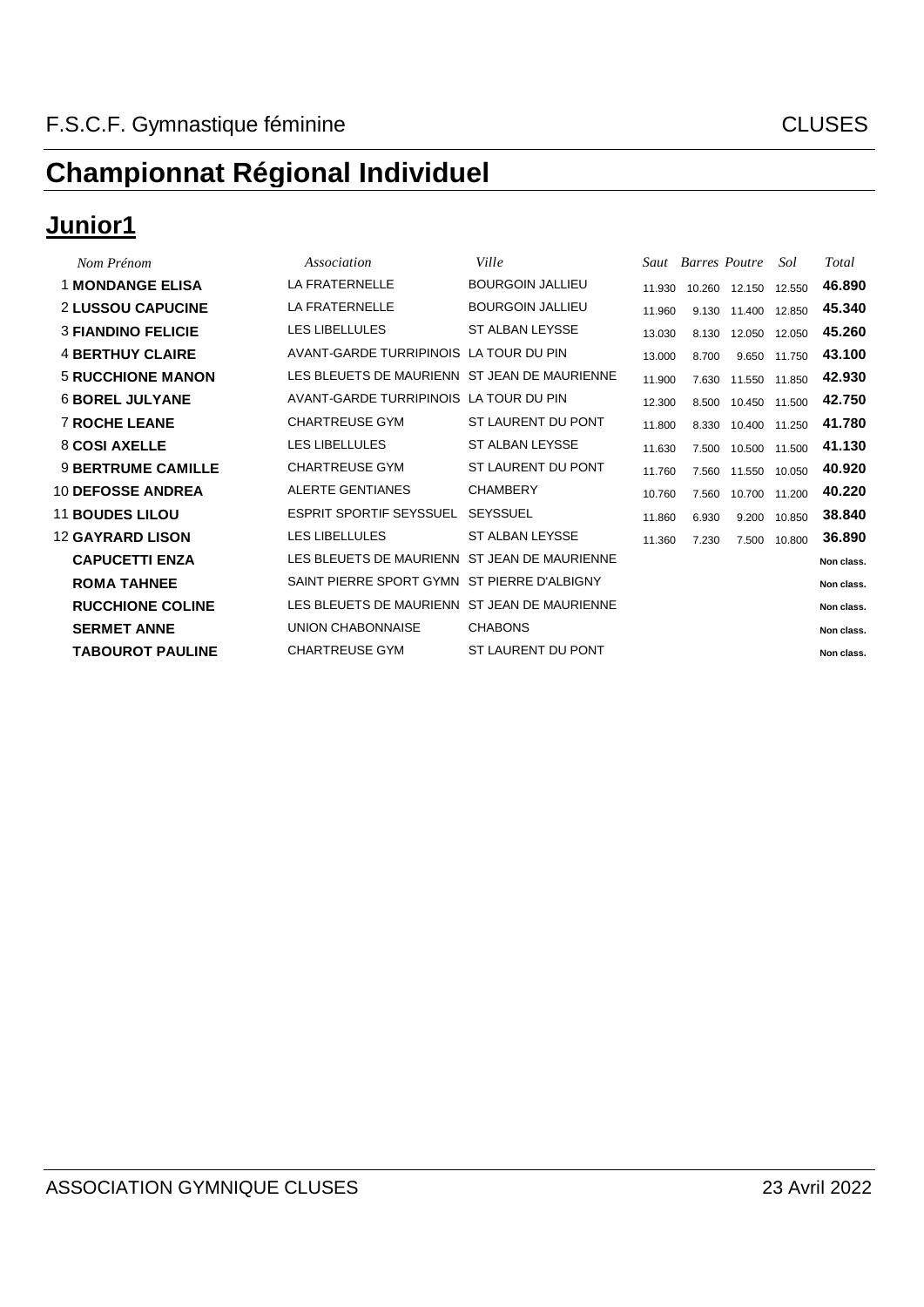F.S.C.F. Gymnastique féminine — CLUSES

# Championnat Régional Individuel

## Junior1

| | *Nom Prénom* | *Association* | *Ville* | *Saut* | *Barres* | *Poutre* | *Sol* | *Total* |
|---|---|---|---|---|---|---|---|---|
| 1 | **MONDANGE ELISA** | LA FRATERNELLE | BOURGOIN JALLIEU | 11.930 | 10.260 | 12.150 | 12.550 | **46.890** |
| 2 | **LUSSOU CAPUCINE** | LA FRATERNELLE | BOURGOIN JALLIEU | 11.960 | 9.130 | 11.400 | 12.850 | **45.340** |
| 3 | **FIANDINO FELICIE** | LES LIBELLULES | ST ALBAN LEYSSE | 13.030 | 8.130 | 12.050 | 12.050 | **45.260** |
| 4 | **BERTHUY CLAIRE** | AVANT-GARDE TURRIPINOIS | LA TOUR DU PIN | 13.000 | 8.700 | 9.650 | 11.750 | **43.100** |
| 5 | **RUCCHIONE MANON** | LES BLEUETS DE MAURIENN | ST JEAN DE MAURIENNE | 11.900 | 7.630 | 11.550 | 11.850 | **42.930** |
| 6 | **BOREL JULYANE** | AVANT-GARDE TURRIPINOIS | LA TOUR DU PIN | 12.300 | 8.500 | 10.450 | 11.500 | **42.750** |
| 7 | **ROCHE LEANE** | CHARTREUSE GYM | ST LAURENT DU PONT | 11.800 | 8.330 | 10.400 | 11.250 | **41.780** |
| 8 | **COSI AXELLE** | LES LIBELLULES | ST ALBAN LEYSSE | 11.630 | 7.500 | 10.500 | 11.500 | **41.130** |
| 9 | **BERTRUME CAMILLE** | CHARTREUSE GYM | ST LAURENT DU PONT | 11.760 | 7.560 | 11.550 | 10.050 | **40.920** |
| 10 | **DEFOSSE ANDREA** | ALERTE GENTIANES | CHAMBERY | 10.760 | 7.560 | 10.700 | 11.200 | **40.220** |
| 11 | **BOUDES LILOU** | ESPRIT SPORTIF SEYSSUEL | SEYSSUEL | 11.860 | 6.930 | 9.200 | 10.850 | **38.840** |
| 12 | **GAYRARD LISON** | LES LIBELLULES | ST ALBAN LEYSSE | 11.360 | 7.230 | 7.500 | 10.800 | **36.890** |
| | **CAPUCETTI ENZA** | LES BLEUETS DE MAURIENN | ST JEAN DE MAURIENNE | | | | | **Non class.** |
| | **ROMA TAHNEE** | SAINT PIERRE SPORT GYMN | ST PIERRE D'ALBIGNY | | | | | **Non class.** |
| | **RUCCHIONE COLINE** | LES BLEUETS DE MAURIENN | ST JEAN DE MAURIENNE | | | | | **Non class.** |
| | **SERMET ANNE** | UNION CHABONNAISE | CHABONS | | | | | **Non class.** |
| | **TABOUROT PAULINE** | CHARTREUSE GYM | ST LAURENT DU PONT | | | | | **Non class.** |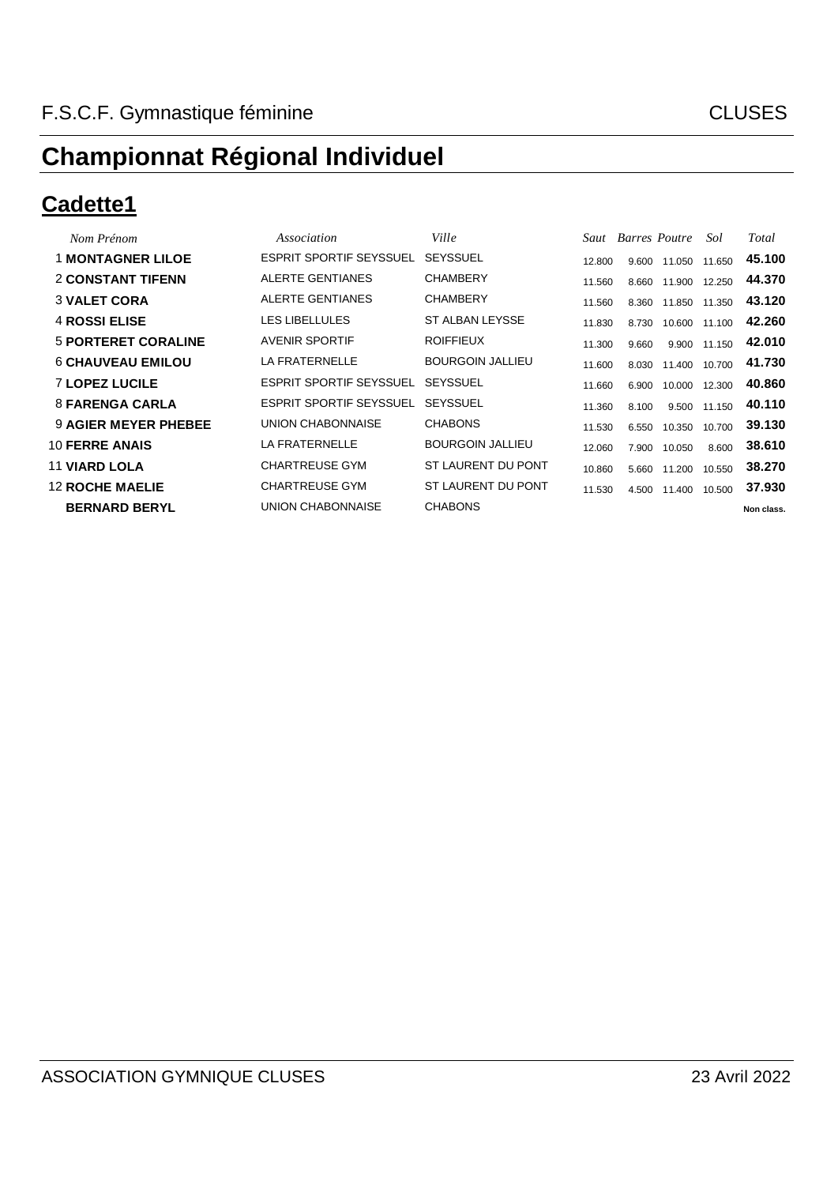F.S.C.F. Gymnastique féminine CLUSES

# Championnat Régional Individuel

## Cadette1

| | Nom Prénom | Association | Ville | Saut | Barres | Poutre | Sol | Total |
|---|---|---|---|---|---|---|---|---|
| 1 | **MONTAGNER LILOE** | ESPRIT SPORTIF SEYSSUEL | SEYSSUEL | 12.800 | 9.600 | 11.050 | 11.650 | **45.100** |
| 2 | **CONSTANT TIFENN** | ALERTE GENTIANES | CHAMBERY | 11.560 | 8.660 | 11.900 | 12.250 | **44.370** |
| 3 | **VALET CORA** | ALERTE GENTIANES | CHAMBERY | 11.560 | 8.360 | 11.850 | 11.350 | **43.120** |
| 4 | **ROSSI ELISE** | LES LIBELLULES | ST ALBAN LEYSSE | 11.830 | 8.730 | 10.600 | 11.100 | **42.260** |
| 5 | **PORTERET CORALINE** | AVENIR SPORTIF | ROIFFIEUX | 11.300 | 9.660 | 9.900 | 11.150 | **42.010** |
| 6 | **CHAUVEAU EMILOU** | LA FRATERNELLE | BOURGOIN JALLIEU | 11.600 | 8.030 | 11.400 | 10.700 | **41.730** |
| 7 | **LOPEZ LUCILE** | ESPRIT SPORTIF SEYSSUEL | SEYSSUEL | 11.660 | 6.900 | 10.000 | 12.300 | **40.860** |
| 8 | **FARENGA CARLA** | ESPRIT SPORTIF SEYSSUEL | SEYSSUEL | 11.360 | 8.100 | 9.500 | 11.150 | **40.110** |
| 9 | **AGIER MEYER PHEBEE** | UNION CHABONNAISE | CHABONS | 11.530 | 6.550 | 10.350 | 10.700 | **39.130** |
| 10 | **FERRE ANAIS** | LA FRATERNELLE | BOURGOIN JALLIEU | 12.060 | 7.900 | 10.050 | 8.600 | **38.610** |
| 11 | **VIARD LOLA** | CHARTREUSE GYM | ST LAURENT DU PONT | 10.860 | 5.660 | 11.200 | 10.550 | **38.270** |
| 12 | **ROCHE MAELIE** | CHARTREUSE GYM | ST LAURENT DU PONT | 11.530 | 4.500 | 11.400 | 10.500 | **37.930** |
| | **BERNARD BERYL** | UNION CHABONNAISE | CHABONS | | | | | **Non class.** |

ASSOCIATION GYMNIQUE CLUSES 23 Avril 2022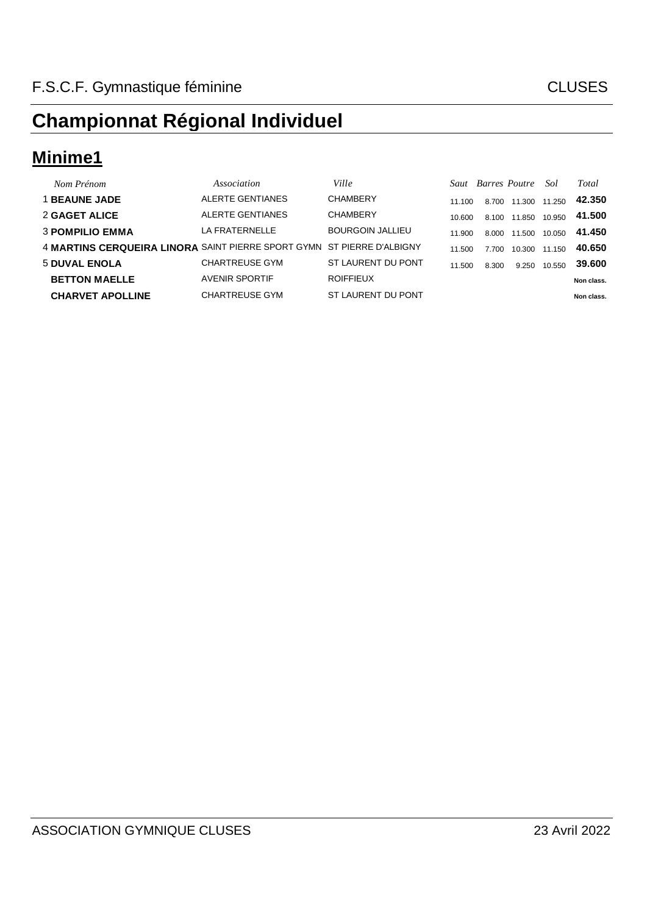F.S.C.F. Gymnastique féminine CLUSES

# Championnat Régional Individuel

## Minime1

| | Nom Prénom | Association | Ville | Saut | Barres | Poutre | Sol | Total |
|---|---|---|---|---|---|---|---|---|
| 1 | **BEAUNE JADE** | ALERTE GENTIANES | CHAMBERY | 11.100 | 8.700 | 11.300 | 11.250 | **42.350** |
| 2 | **GAGET ALICE** | ALERTE GENTIANES | CHAMBERY | 10.600 | 8.100 | 11.850 | 10.950 | **41.500** |
| 3 | **POMPILIO EMMA** | LA FRATERNELLE | BOURGOIN JALLIEU | 11.900 | 8.000 | 11.500 | 10.050 | **41.450** |
| 4 | **MARTINS CERQUEIRA LINORA** | SAINT PIERRE SPORT GYMN | ST PIERRE D'ALBIGNY | 11.500 | 7.700 | 10.300 | 11.150 | **40.650** |
| 5 | **DUVAL ENOLA** | CHARTREUSE GYM | ST LAURENT DU PONT | 11.500 | 8.300 | 9.250 | 10.550 | **39.600** |
| | **BETTON MAELLE** | AVENIR SPORTIF | ROIFFIEUX | | | | | **Non class.** |
| | **CHARVET APOLLINE** | CHARTREUSE GYM | ST LAURENT DU PONT | | | | | **Non class.** |

ASSOCIATION GYMNIQUE CLUSES 23 Avril 2022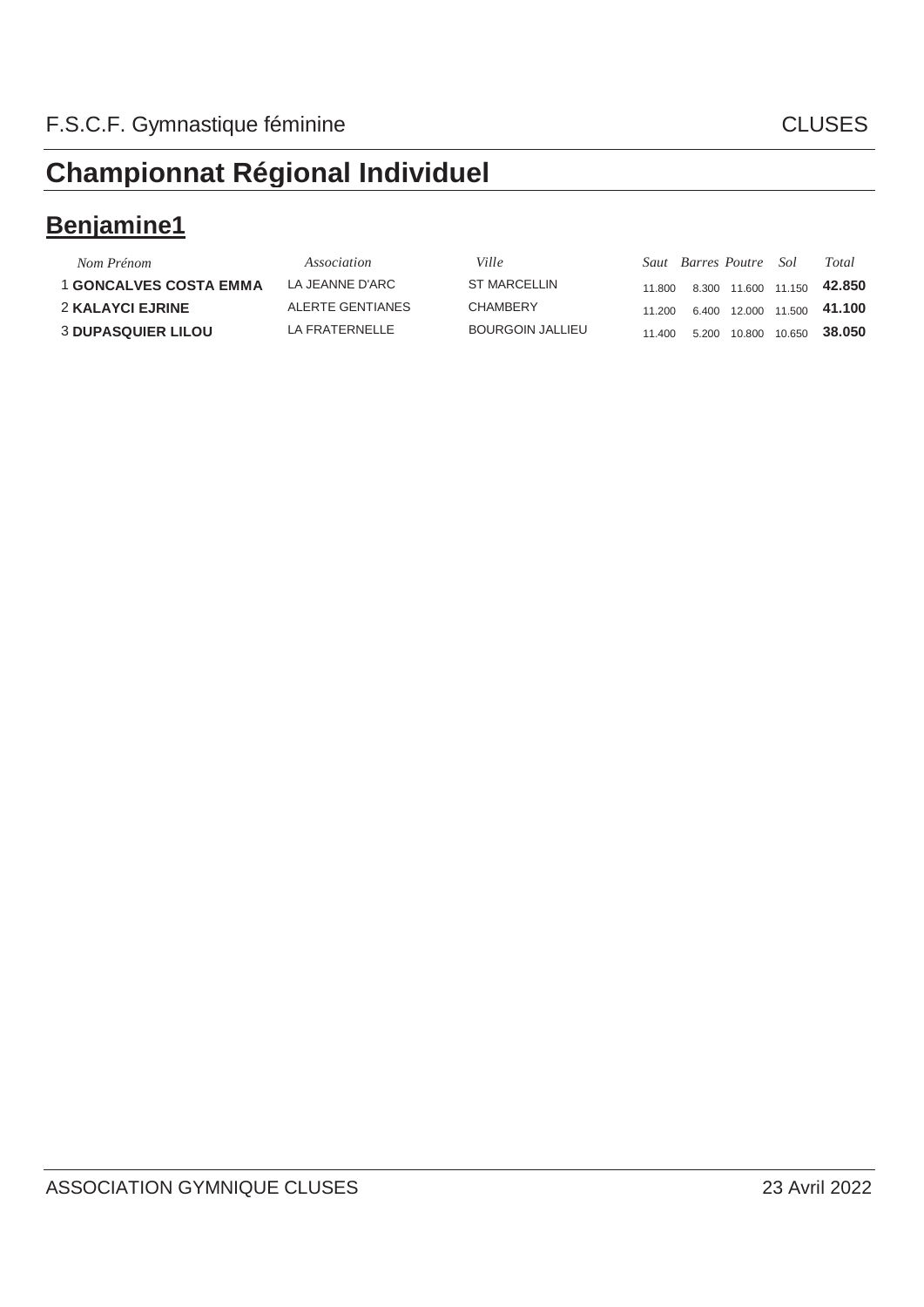F.S.C.F. Gymnastique féminine CLUSES

# Championnat Régional Individuel

## Benjamine1

| | *Nom Prénom* | *Association* | *Ville* | *Saut* | *Barres* | *Poutre* | *Sol* | *Total* |
|---|---|---|---|---|---|---|---|---|
| 1 | **GONCALVES COSTA EMMA** | LA JEANNE D'ARC | ST MARCELLIN | 11.800 | 8.300 | 11.600 | 11.150 | **42.850** |
| 2 | **KALAYCI EJRINE** | ALERTE GENTIANES | CHAMBERY | 11.200 | 6.400 | 12.000 | 11.500 | **41.100** |
| 3 | **DUPASQUIER LILOU** | LA FRATERNELLE | BOURGOIN JALLIEU | 11.400 | 5.200 | 10.800 | 10.650 | **38.050** |

ASSOCIATION GYMNIQUE CLUSES 23 Avril 2022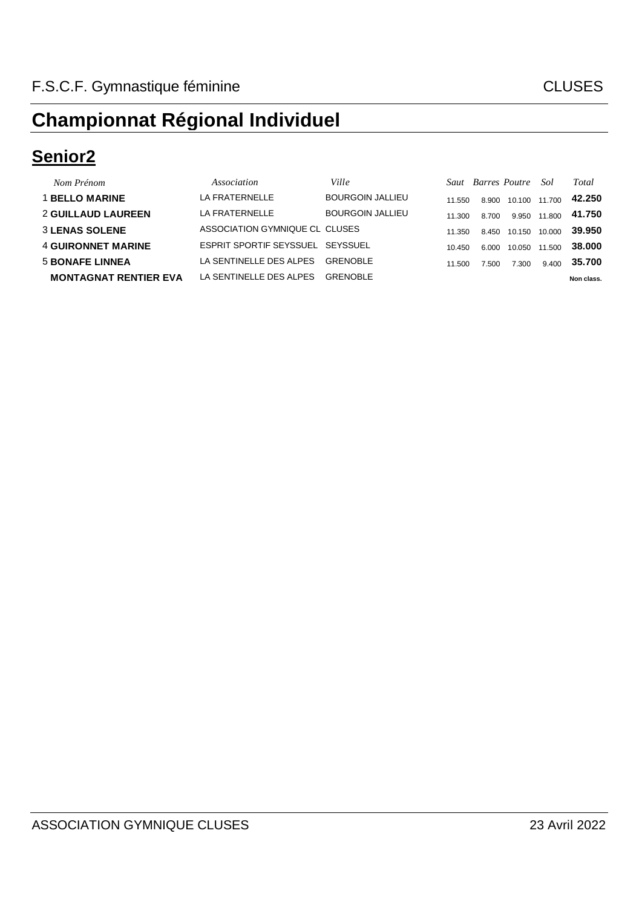F.S.C.F. Gymnastique féminine CLUSES

# Championnat Régional Individuel

## Senior2

| | *Nom Prénom* | *Association* | *Ville* | *Saut* | *Barres* | *Poutre* | *Sol* | *Total* |
|---|---|---|---|---|---|---|---|---|
| 1 | **BELLO MARINE** | LA FRATERNELLE | BOURGOIN JALLIEU | 11.550 | 8.900 | 10.100 | 11.700 | **42.250** |
| 2 | **GUILLAUD LAUREEN** | LA FRATERNELLE | BOURGOIN JALLIEU | 11.300 | 8.700 | 9.950 | 11.800 | **41.750** |
| 3 | **LENAS SOLENE** | ASSOCIATION GYMNIQUE CL | CLUSES | 11.350 | 8.450 | 10.150 | 10.000 | **39.950** |
| 4 | **GUIRONNET MARINE** | ESPRIT SPORTIF SEYSSUEL | SEYSSUEL | 10.450 | 6.000 | 10.050 | 11.500 | **38.000** |
| 5 | **BONAFE LINNEA** | LA SENTINELLE DES ALPES | GRENOBLE | 11.500 | 7.500 | 7.300 | 9.400 | **35.700** |
| | **MONTAGNAT RENTIER EVA** | LA SENTINELLE DES ALPES | GRENOBLE | | | | | **Non class.** |

ASSOCIATION GYMNIQUE CLUSES 23 Avril 2022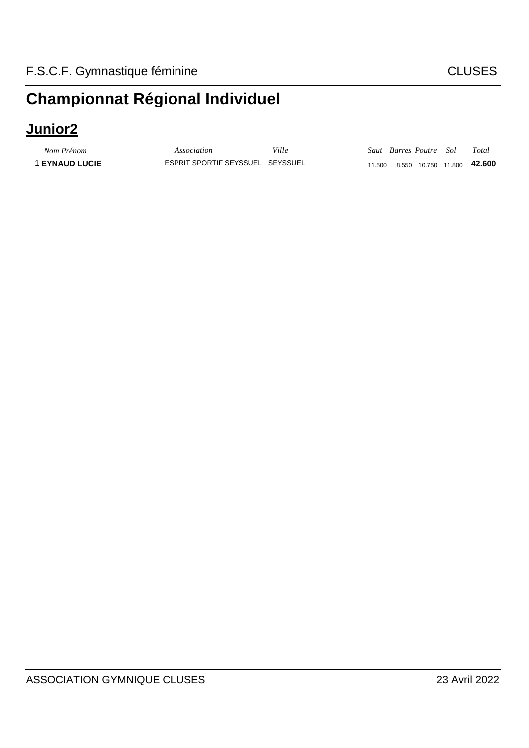F.S.C.F. Gymnastique féminine CLUSES

# Championnat Régional Individuel

## Junior2

| | *Nom Prénom* | *Association* | *Ville* | *Saut* | *Barres* | *Poutre* | *Sol* | *Total* |
|---|---|---|---|---|---|---|---|---|
| 1 | **EYNAUD LUCIE** | ESPRIT SPORTIF SEYSSUEL | SEYSSUEL | 11.500 | 8.550 | 10.750 | 11.800 | **42.600** |

ASSOCIATION GYMNIQUE CLUSES 23 Avril 2022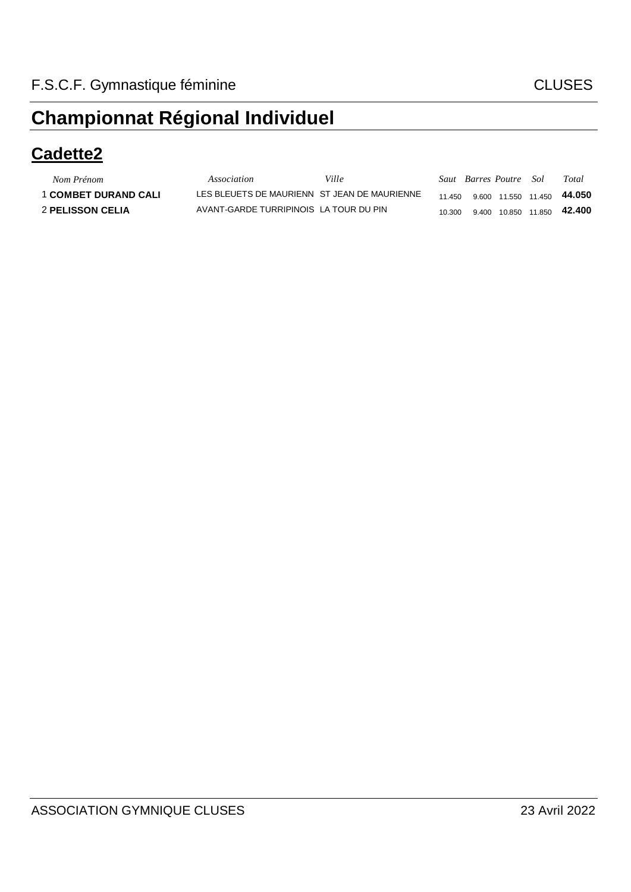F.S.C.F. Gymnastique féminine CLUSES

# Championnat Régional Individuel

## Cadette2

| | *Nom Prénom* | *Association* | *Ville* | *Saut* | *Barres* | *Poutre* | *Sol* | *Total* |
|---|---|---|---|---|---|---|---|---|
| 1 | **COMBET DURAND CALI** | LES BLEUETS DE MAURIENN | ST JEAN DE MAURIENNE | 11.450 | 9.600 | 11.550 | 11.450 | **44.050** |
| 2 | **PELISSON CELIA** | AVANT-GARDE TURRIPINOIS | LA TOUR DU PIN | 10.300 | 9.400 | 10.850 | 11.850 | **42.400** |

ASSOCIATION GYMNIQUE CLUSES 23 Avril 2022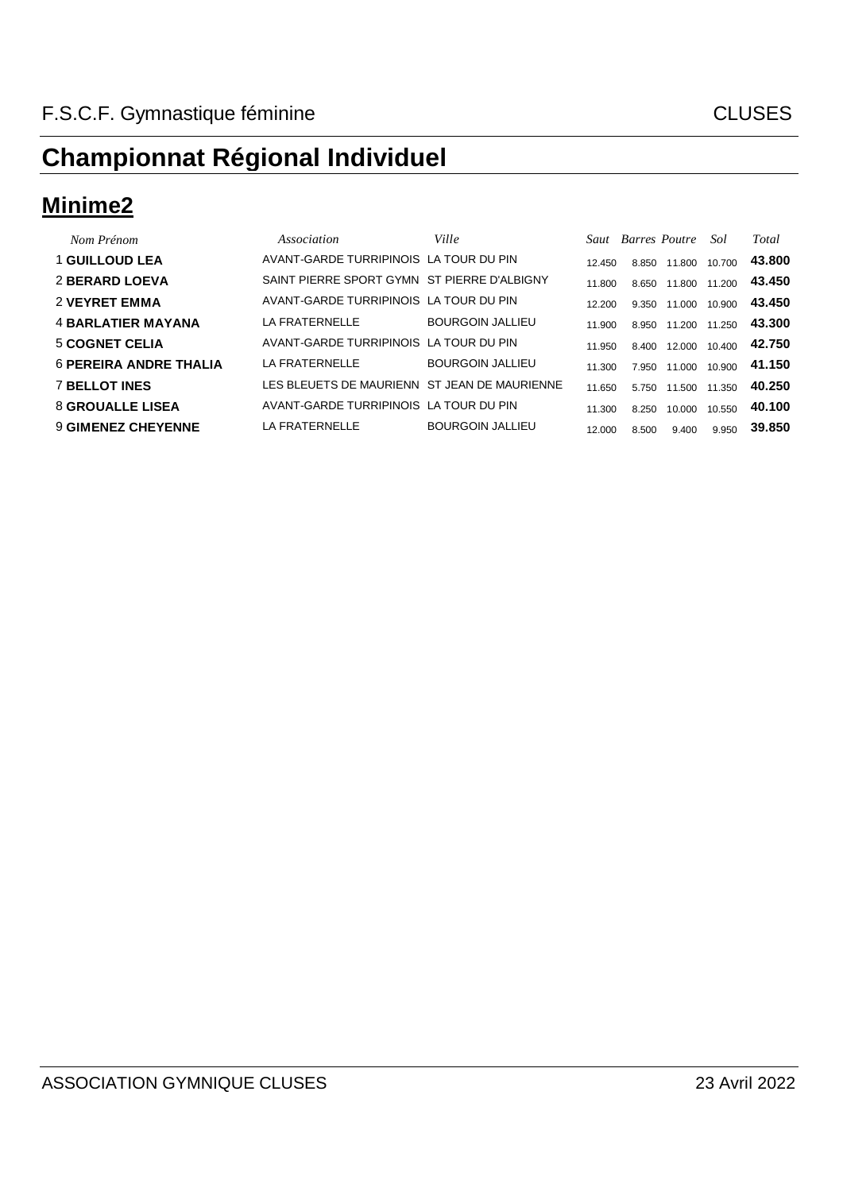F.S.C.F. Gymnastique féminine CLUSES

# Championnat Régional Individuel

## Minime2

| | *Nom Prénom* | *Association* | *Ville* | *Saut* | *Barres* | *Poutre* | *Sol* | *Total* |
|---|---|---|---|---|---|---|---|---|
| 1 | **GUILLOUD LEA** | AVANT-GARDE TURRIPINOIS | LA TOUR DU PIN | 12.450 | 8.850 | 11.800 | 10.700 | **43.800** |
| 2 | **BERARD LOEVA** | SAINT PIERRE SPORT GYMN | ST PIERRE D'ALBIGNY | 11.800 | 8.650 | 11.800 | 11.200 | **43.450** |
| 2 | **VEYRET EMMA** | AVANT-GARDE TURRIPINOIS | LA TOUR DU PIN | 12.200 | 9.350 | 11.000 | 10.900 | **43.450** |
| 4 | **BARLATIER MAYANA** | LA FRATERNELLE | BOURGOIN JALLIEU | 11.900 | 8.950 | 11.200 | 11.250 | **43.300** |
| 5 | **COGNET CELIA** | AVANT-GARDE TURRIPINOIS | LA TOUR DU PIN | 11.950 | 8.400 | 12.000 | 10.400 | **42.750** |
| 6 | **PEREIRA ANDRE THALIA** | LA FRATERNELLE | BOURGOIN JALLIEU | 11.300 | 7.950 | 11.000 | 10.900 | **41.150** |
| 7 | **BELLOT INES** | LES BLEUETS DE MAURIENN | ST JEAN DE MAURIENNE | 11.650 | 5.750 | 11.500 | 11.350 | **40.250** |
| 8 | **GROUALLE LISEA** | AVANT-GARDE TURRIPINOIS | LA TOUR DU PIN | 11.300 | 8.250 | 10.000 | 10.550 | **40.100** |
| 9 | **GIMENEZ CHEYENNE** | LA FRATERNELLE | BOURGOIN JALLIEU | 12.000 | 8.500 | 9.400 | 9.950 | **39.850** |

ASSOCIATION GYMNIQUE CLUSES 23 Avril 2022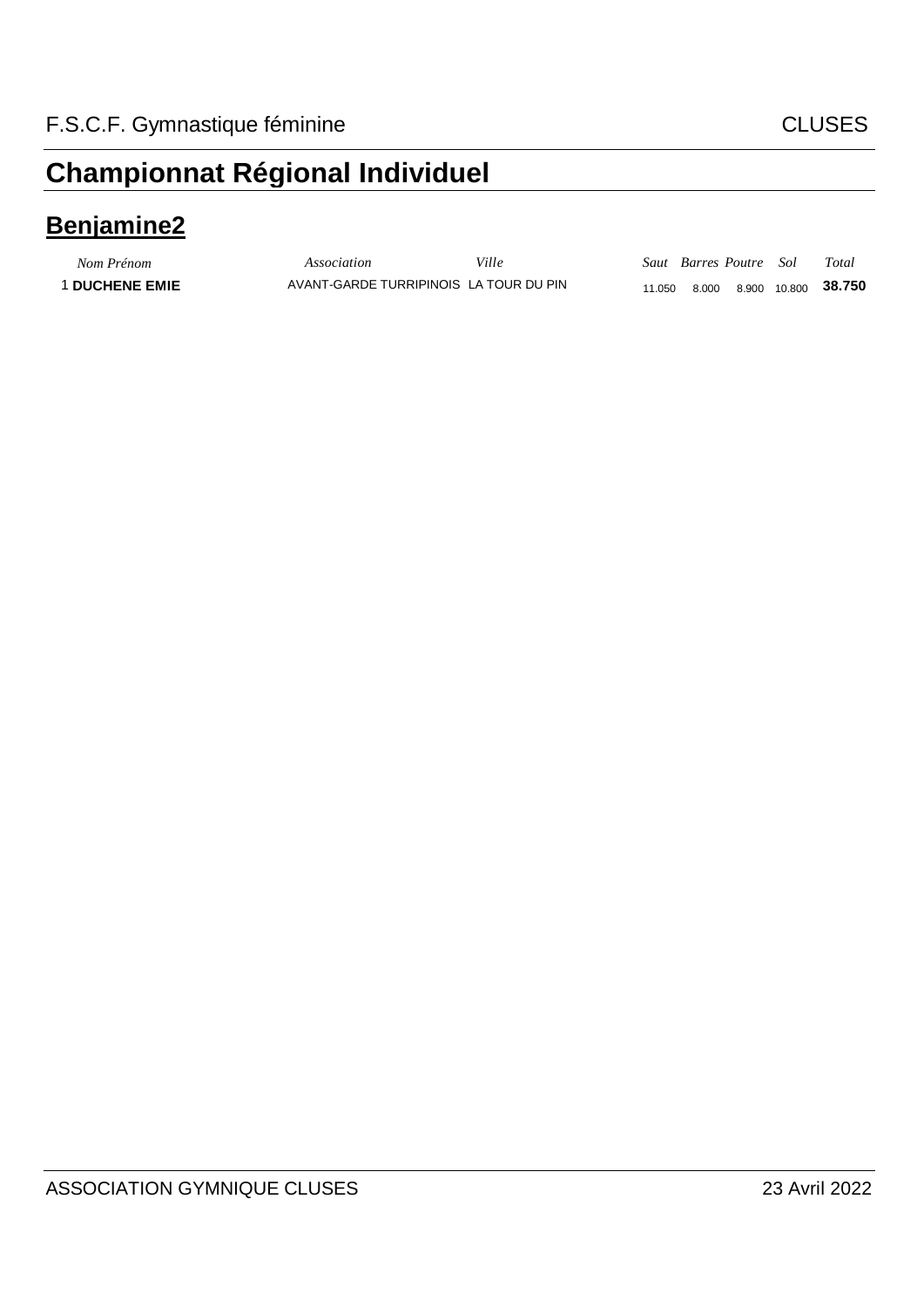F.S.C.F. Gymnastique féminine CLUSES

# Championnat Régional Individuel

## Benjamine2

| | Nom Prénom | Association | Ville | Saut | Barres | Poutre | Sol | Total |
|---|---|---|---|---|---|---|---|---|
| 1 | **DUCHENE EMIE** | AVANT-GARDE TURRIPINOIS | LA TOUR DU PIN | 11.050 | 8.000 | 8.900 | 10.800 | **38.750** |

ASSOCIATION GYMNIQUE CLUSES 23 Avril 2022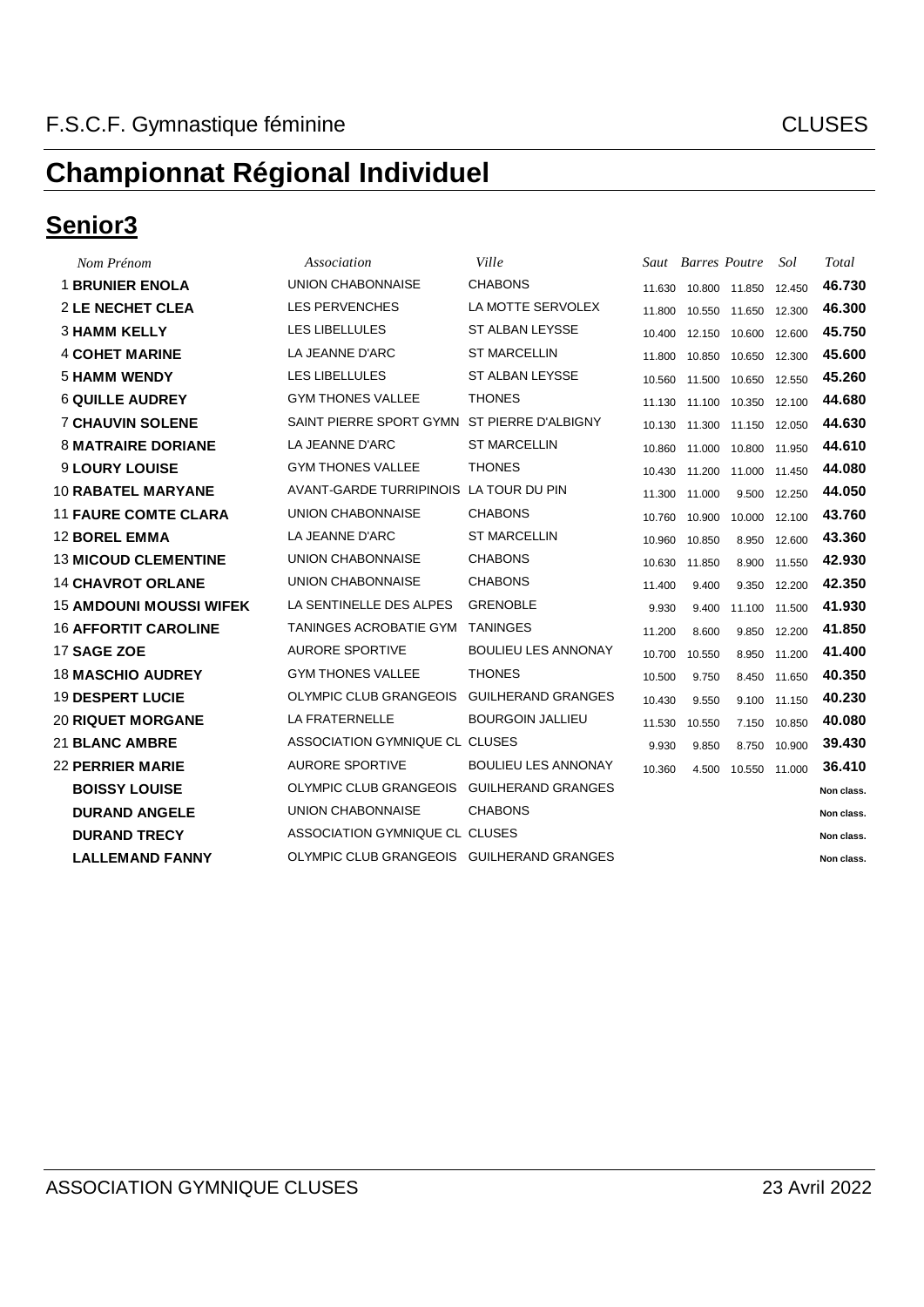F.S.C.F. Gymnastique féminine CLUSES

# Championnat Régional Individuel

## Senior3

| | Nom Prénom | Association | Ville | Saut | Barres | Poutre | Sol | Total |
|---|---|---|---|---|---|---|---|---|
| 1 | **BRUNIER ENOLA** | UNION CHABONNAISE | CHABONS | 11.630 | 10.800 | 11.850 | 12.450 | **46.730** |
| 2 | **LE NECHET CLEA** | LES PERVENCHES | LA MOTTE SERVOLEX | 11.800 | 10.550 | 11.650 | 12.300 | **46.300** |
| 3 | **HAMM KELLY** | LES LIBELLULES | ST ALBAN LEYSSE | 10.400 | 12.150 | 10.600 | 12.600 | **45.750** |
| 4 | **COHET MARINE** | LA JEANNE D'ARC | ST MARCELLIN | 11.800 | 10.850 | 10.650 | 12.300 | **45.600** |
| 5 | **HAMM WENDY** | LES LIBELLULES | ST ALBAN LEYSSE | 10.560 | 11.500 | 10.650 | 12.550 | **45.260** |
| 6 | **QUILLE AUDREY** | GYM THONES VALLEE | THONES | 11.130 | 11.100 | 10.350 | 12.100 | **44.680** |
| 7 | **CHAUVIN SOLENE** | SAINT PIERRE SPORT GYMN | ST PIERRE D'ALBIGNY | 10.130 | 11.300 | 11.150 | 12.050 | **44.630** |
| 8 | **MATRAIRE DORIANE** | LA JEANNE D'ARC | ST MARCELLIN | 10.860 | 11.000 | 10.800 | 11.950 | **44.610** |
| 9 | **LOURY LOUISE** | GYM THONES VALLEE | THONES | 10.430 | 11.200 | 11.000 | 11.450 | **44.080** |
| 10 | **RABATEL MARYANE** | AVANT-GARDE TURRIPINOIS | LA TOUR DU PIN | 11.300 | 11.000 | 9.500 | 12.250 | **44.050** |
| 11 | **FAURE COMTE CLARA** | UNION CHABONNAISE | CHABONS | 10.760 | 10.900 | 10.000 | 12.100 | **43.760** |
| 12 | **BOREL EMMA** | LA JEANNE D'ARC | ST MARCELLIN | 10.960 | 10.850 | 8.950 | 12.600 | **43.360** |
| 13 | **MICOUD CLEMENTINE** | UNION CHABONNAISE | CHABONS | 10.630 | 11.850 | 8.900 | 11.550 | **42.930** |
| 14 | **CHAVROT ORLANE** | UNION CHABONNAISE | CHABONS | 11.400 | 9.400 | 9.350 | 12.200 | **42.350** |
| 15 | **AMDOUNI MOUSSI WIFEK** | LA SENTINELLE DES ALPES | GRENOBLE | 9.930 | 9.400 | 11.100 | 11.500 | **41.930** |
| 16 | **AFFORTIT CAROLINE** | TANINGES ACROBATIE GYM | TANINGES | 11.200 | 8.600 | 9.850 | 12.200 | **41.850** |
| 17 | **SAGE ZOE** | AURORE SPORTIVE | BOULIEU LES ANNONAY | 10.700 | 10.550 | 8.950 | 11.200 | **41.400** |
| 18 | **MASCHIO AUDREY** | GYM THONES VALLEE | THONES | 10.500 | 9.750 | 8.450 | 11.650 | **40.350** |
| 19 | **DESPERT LUCIE** | OLYMPIC CLUB GRANGEOIS | GUILHERAND GRANGES | 10.430 | 9.550 | 9.100 | 11.150 | **40.230** |
| 20 | **RIQUET MORGANE** | LA FRATERNELLE | BOURGOIN JALLIEU | 11.530 | 10.550 | 7.150 | 10.850 | **40.080** |
| 21 | **BLANC AMBRE** | ASSOCIATION GYMNIQUE CL | CLUSES | 9.930 | 9.850 | 8.750 | 10.900 | **39.430** |
| 22 | **PERRIER MARIE** | AURORE SPORTIVE | BOULIEU LES ANNONAY | 10.360 | 4.500 | 10.550 | 11.000 | **36.410** |
| | **BOISSY LOUISE** | OLYMPIC CLUB GRANGEOIS | GUILHERAND GRANGES | | | | | **Non class.** |
| | **DURAND ANGELE** | UNION CHABONNAISE | CHABONS | | | | | **Non class.** |
| | **DURAND TRECY** | ASSOCIATION GYMNIQUE CL | CLUSES | | | | | **Non class.** |
| | **LALLEMAND FANNY** | OLYMPIC CLUB GRANGEOIS | GUILHERAND GRANGES | | | | | **Non class.** |

ASSOCIATION GYMNIQUE CLUSES 23 Avril 2022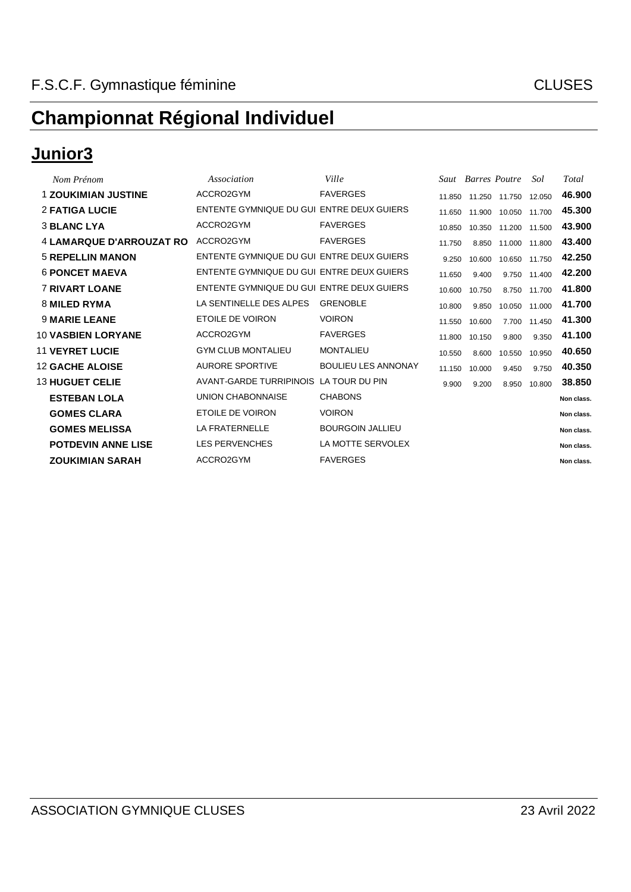F.S.C.F. Gymnastique féminine CLUSES

# Championnat Régional Individuel

## Junior3

| | *Nom Prénom* | *Association* | *Ville* | *Saut* | *Barres* | *Poutre* | *Sol* | *Total* |
|---|---|---|---|---|---|---|---|---|
| 1 | **ZOUKIMIAN JUSTINE** | ACCRO2GYM | FAVERGES | 11.850 | 11.250 | 11.750 | 12.050 | **46.900** |
| 2 | **FATIGA LUCIE** | ENTENTE GYMNIQUE DU GUI | ENTRE DEUX GUIERS | 11.650 | 11.900 | 10.050 | 11.700 | **45.300** |
| 3 | **BLANC LYA** | ACCRO2GYM | FAVERGES | 10.850 | 10.350 | 11.200 | 11.500 | **43.900** |
| 4 | **LAMARQUE D'ARROUZAT RO** | ACCRO2GYM | FAVERGES | 11.750 | 8.850 | 11.000 | 11.800 | **43.400** |
| 5 | **REPELLIN MANON** | ENTENTE GYMNIQUE DU GUI | ENTRE DEUX GUIERS | 9.250 | 10.600 | 10.650 | 11.750 | **42.250** |
| 6 | **PONCET MAEVA** | ENTENTE GYMNIQUE DU GUI | ENTRE DEUX GUIERS | 11.650 | 9.400 | 9.750 | 11.400 | **42.200** |
| 7 | **RIVART LOANE** | ENTENTE GYMNIQUE DU GUI | ENTRE DEUX GUIERS | 10.600 | 10.750 | 8.750 | 11.700 | **41.800** |
| 8 | **MILED RYMA** | LA SENTINELLE DES ALPES | GRENOBLE | 10.800 | 9.850 | 10.050 | 11.000 | **41.700** |
| 9 | **MARIE LEANE** | ETOILE DE VOIRON | VOIRON | 11.550 | 10.600 | 7.700 | 11.450 | **41.300** |
| 10 | **VASBIEN LORYANE** | ACCRO2GYM | FAVERGES | 11.800 | 10.150 | 9.800 | 9.350 | **41.100** |
| 11 | **VEYRET LUCIE** | GYM CLUB MONTALIEU | MONTALIEU | 10.550 | 8.600 | 10.550 | 10.950 | **40.650** |
| 12 | **GACHE ALOISE** | AURORE SPORTIVE | BOULIEU LES ANNONAY | 11.150 | 10.000 | 9.450 | 9.750 | **40.350** |
| 13 | **HUGUET CELIE** | AVANT-GARDE TURRIPINOIS | LA TOUR DU PIN | 9.900 | 9.200 | 8.950 | 10.800 | **38.850** |
| | **ESTEBAN LOLA** | UNION CHABONNAISE | CHABONS | | | | | **Non class.** |
| | **GOMES CLARA** | ETOILE DE VOIRON | VOIRON | | | | | **Non class.** |
| | **GOMES MELISSA** | LA FRATERNELLE | BOURGOIN JALLIEU | | | | | **Non class.** |
| | **POTDEVIN ANNE LISE** | LES PERVENCHES | LA MOTTE SERVOLEX | | | | | **Non class.** |
| | **ZOUKIMIAN SARAH** | ACCRO2GYM | FAVERGES | | | | | **Non class.** |

ASSOCIATION GYMNIQUE CLUSES 23 Avril 2022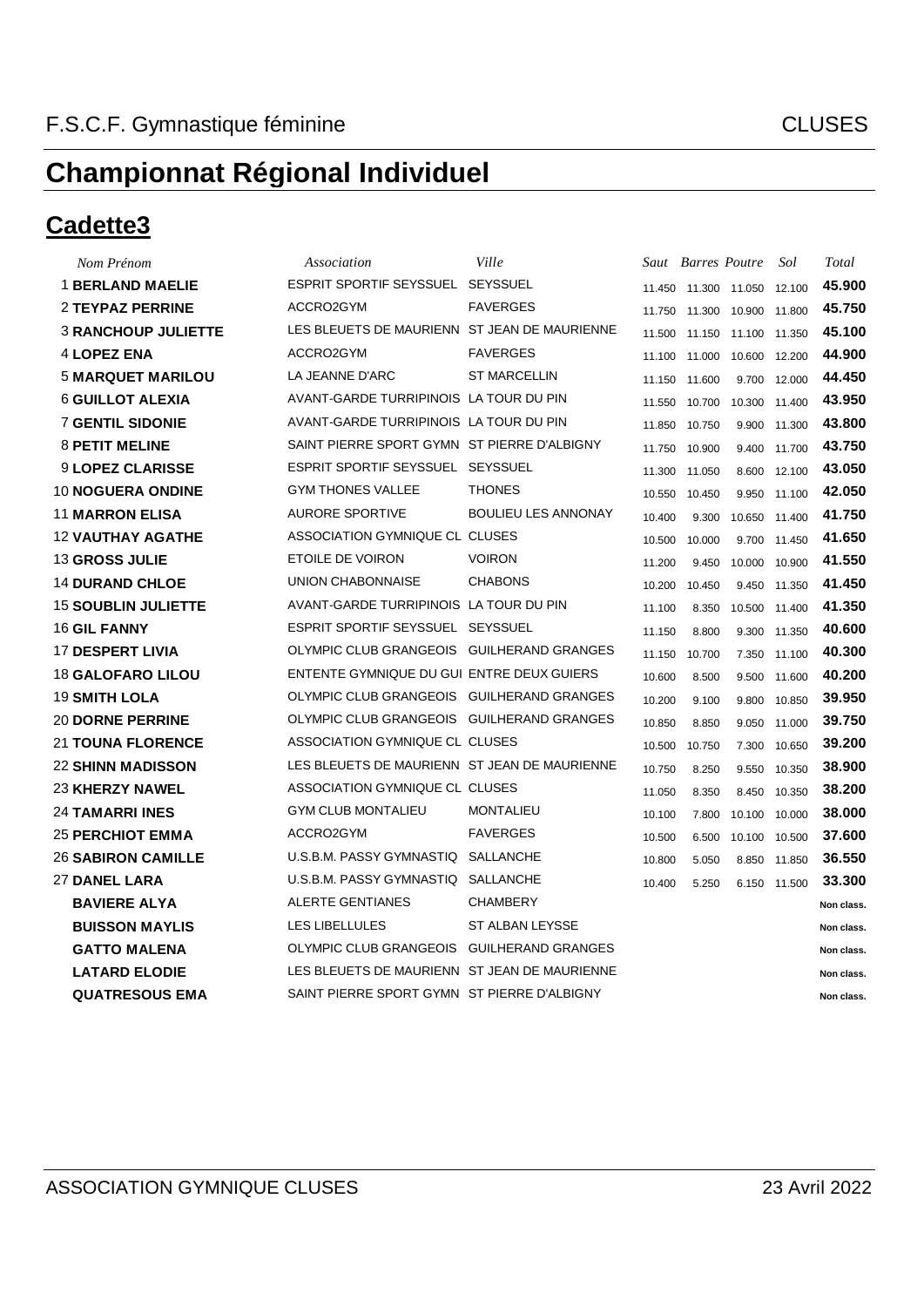F.S.C.F. Gymnastique féminine CLUSES

# Championnat Régional Individuel

## Cadette3

| | *Nom Prénom* | *Association* | *Ville* | *Saut* | *Barres* | *Poutre* | *Sol* | *Total* |
|---|---|---|---|---|---|---|---|---|
| 1 | **BERLAND MAELIE** | ESPRIT SPORTIF SEYSSUEL | SEYSSUEL | 11.450 | 11.300 | 11.050 | 12.100 | **45.900** |
| 2 | **TEYPAZ PERRINE** | ACCRO2GYM | FAVERGES | 11.750 | 11.300 | 10.900 | 11.800 | **45.750** |
| 3 | **RANCHOUP JULIETTE** | LES BLEUETS DE MAURIENN | ST JEAN DE MAURIENNE | 11.500 | 11.150 | 11.100 | 11.350 | **45.100** |
| 4 | **LOPEZ ENA** | ACCRO2GYM | FAVERGES | 11.100 | 11.000 | 10.600 | 12.200 | **44.900** |
| 5 | **MARQUET MARILOU** | LA JEANNE D'ARC | ST MARCELLIN | 11.150 | 11.600 | 9.700 | 12.000 | **44.450** |
| 6 | **GUILLOT ALEXIA** | AVANT-GARDE TURRIPINOIS | LA TOUR DU PIN | 11.550 | 10.700 | 10.300 | 11.400 | **43.950** |
| 7 | **GENTIL SIDONIE** | AVANT-GARDE TURRIPINOIS | LA TOUR DU PIN | 11.850 | 10.750 | 9.900 | 11.300 | **43.800** |
| 8 | **PETIT MELINE** | SAINT PIERRE SPORT GYMN | ST PIERRE D'ALBIGNY | 11.750 | 10.900 | 9.400 | 11.700 | **43.750** |
| 9 | **LOPEZ CLARISSE** | ESPRIT SPORTIF SEYSSUEL | SEYSSUEL | 11.300 | 11.050 | 8.600 | 12.100 | **43.050** |
| 10 | **NOGUERA ONDINE** | GYM THONES VALLEE | THONES | 10.550 | 10.450 | 9.950 | 11.100 | **42.050** |
| 11 | **MARRON ELISA** | AURORE SPORTIVE | BOULIEU LES ANNONAY | 10.400 | 9.300 | 10.650 | 11.400 | **41.750** |
| 12 | **VAUTHAY AGATHE** | ASSOCIATION GYMNIQUE CL | CLUSES | 10.500 | 10.000 | 9.700 | 11.450 | **41.650** |
| 13 | **GROSS JULIE** | ETOILE DE VOIRON | VOIRON | 11.200 | 9.450 | 10.000 | 10.900 | **41.550** |
| 14 | **DURAND CHLOE** | UNION CHABONNAISE | CHABONS | 10.200 | 10.450 | 9.450 | 11.350 | **41.450** |
| 15 | **SOUBLIN JULIETTE** | AVANT-GARDE TURRIPINOIS | LA TOUR DU PIN | 11.100 | 8.350 | 10.500 | 11.400 | **41.350** |
| 16 | **GIL FANNY** | ESPRIT SPORTIF SEYSSUEL | SEYSSUEL | 11.150 | 8.800 | 9.300 | 11.350 | **40.600** |
| 17 | **DESPERT LIVIA** | OLYMPIC CLUB GRANGEOIS | GUILHERAND GRANGES | 11.150 | 10.700 | 7.350 | 11.100 | **40.300** |
| 18 | **GALOFARO LILOU** | ENTENTE GYMNIQUE DU GUI | ENTRE DEUX GUIERS | 10.600 | 8.500 | 9.500 | 11.600 | **40.200** |
| 19 | **SMITH LOLA** | OLYMPIC CLUB GRANGEOIS | GUILHERAND GRANGES | 10.200 | 9.100 | 9.800 | 10.850 | **39.950** |
| 20 | **DORNE PERRINE** | OLYMPIC CLUB GRANGEOIS | GUILHERAND GRANGES | 10.850 | 8.850 | 9.050 | 11.000 | **39.750** |
| 21 | **TOUNA FLORENCE** | ASSOCIATION GYMNIQUE CL | CLUSES | 10.500 | 10.750 | 7.300 | 10.650 | **39.200** |
| 22 | **SHINN MADISSON** | LES BLEUETS DE MAURIENN | ST JEAN DE MAURIENNE | 10.750 | 8.250 | 9.550 | 10.350 | **38.900** |
| 23 | **KHERZY NAWEL** | ASSOCIATION GYMNIQUE CL | CLUSES | 11.050 | 8.350 | 8.450 | 10.350 | **38.200** |
| 24 | **TAMARRI INES** | GYM CLUB MONTALIEU | MONTALIEU | 10.100 | 7.800 | 10.100 | 10.000 | **38.000** |
| 25 | **PERCHIOT EMMA** | ACCRO2GYM | FAVERGES | 10.500 | 6.500 | 10.100 | 10.500 | **37.600** |
| 26 | **SABIRON CAMILLE** | U.S.B.M. PASSY GYMNASTIQ | SALLANCHE | 10.800 | 5.050 | 8.850 | 11.850 | **36.550** |
| 27 | **DANEL LARA** | U.S.B.M. PASSY GYMNASTIQ | SALLANCHE | 10.400 | 5.250 | 6.150 | 11.500 | **33.300** |
| | **BAVIERE ALYA** | ALERTE GENTIANES | CHAMBERY | | | | | **Non class.** |
| | **BUISSON MAYLIS** | LES LIBELLULES | ST ALBAN LEYSSE | | | | | **Non class.** |
| | **GATTO MALENA** | OLYMPIC CLUB GRANGEOIS | GUILHERAND GRANGES | | | | | **Non class.** |
| | **LATARD ELODIE** | LES BLEUETS DE MAURIENN | ST JEAN DE MAURIENNE | | | | | **Non class.** |
| | **QUATRESOUS EMA** | SAINT PIERRE SPORT GYMN | ST PIERRE D'ALBIGNY | | | | | **Non class.** |

ASSOCIATION GYMNIQUE CLUSES 23 Avril 2022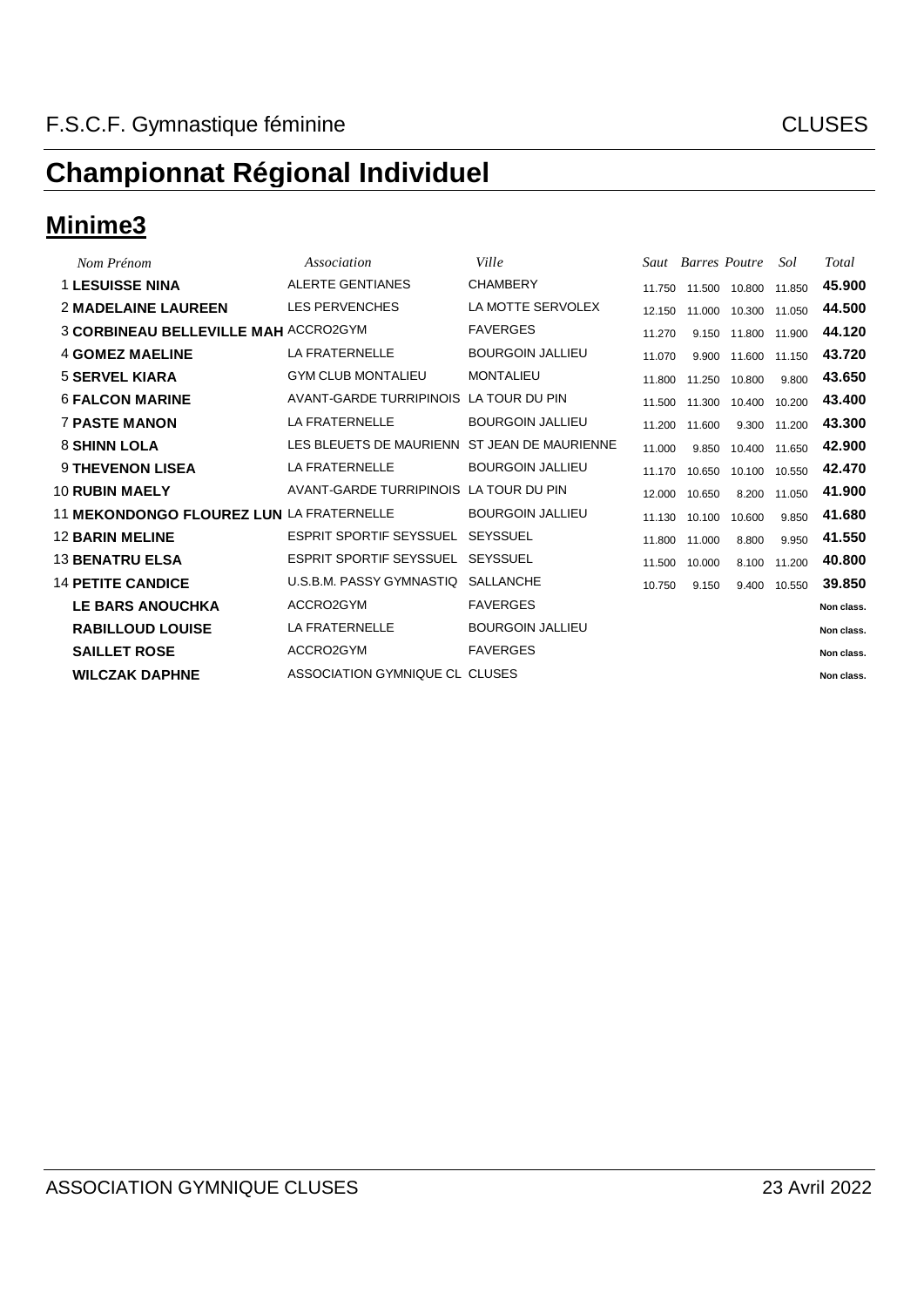F.S.C.F. Gymnastique féminine CLUSES

# Championnat Régional Individuel

## Minime3

| | Nom Prénom | Association | Ville | Saut | Barres | Poutre | Sol | Total |
|---|---|---|---|---|---|---|---|---|
| 1 | **LESUISSE NINA** | ALERTE GENTIANES | CHAMBERY | 11.750 | 11.500 | 10.800 | 11.850 | **45.900** |
| 2 | **MADELAINE LAUREEN** | LES PERVENCHES | LA MOTTE SERVOLEX | 12.150 | 11.000 | 10.300 | 11.050 | **44.500** |
| 3 | **CORBINEAU BELLEVILLE MAH** | ACCRO2GYM | FAVERGES | 11.270 | 9.150 | 11.800 | 11.900 | **44.120** |
| 4 | **GOMEZ MAELINE** | LA FRATERNELLE | BOURGOIN JALLIEU | 11.070 | 9.900 | 11.600 | 11.150 | **43.720** |
| 5 | **SERVEL KIARA** | GYM CLUB MONTALIEU | MONTALIEU | 11.800 | 11.250 | 10.800 | 9.800 | **43.650** |
| 6 | **FALCON MARINE** | AVANT-GARDE TURRIPINOIS | LA TOUR DU PIN | 11.500 | 11.300 | 10.400 | 10.200 | **43.400** |
| 7 | **PASTE MANON** | LA FRATERNELLE | BOURGOIN JALLIEU | 11.200 | 11.600 | 9.300 | 11.200 | **43.300** |
| 8 | **SHINN LOLA** | LES BLEUETS DE MAURIENN | ST JEAN DE MAURIENNE | 11.000 | 9.850 | 10.400 | 11.650 | **42.900** |
| 9 | **THEVENON LISEA** | LA FRATERNELLE | BOURGOIN JALLIEU | 11.170 | 10.650 | 10.100 | 10.550 | **42.470** |
| 10 | **RUBIN MAELY** | AVANT-GARDE TURRIPINOIS | LA TOUR DU PIN | 12.000 | 10.650 | 8.200 | 11.050 | **41.900** |
| 11 | **MEKONDONGO FLOUREZ LUN** | LA FRATERNELLE | BOURGOIN JALLIEU | 11.130 | 10.100 | 10.600 | 9.850 | **41.680** |
| 12 | **BARIN MELINE** | ESPRIT SPORTIF SEYSSUEL | SEYSSUEL | 11.800 | 11.000 | 8.800 | 9.950 | **41.550** |
| 13 | **BENATRU ELSA** | ESPRIT SPORTIF SEYSSUEL | SEYSSUEL | 11.500 | 10.000 | 8.100 | 11.200 | **40.800** |
| 14 | **PETITE CANDICE** | U.S.B.M. PASSY GYMNASTIQ | SALLANCHE | 10.750 | 9.150 | 9.400 | 10.550 | **39.850** |
| | **LE BARS ANOUCHKA** | ACCRO2GYM | FAVERGES | | | | | **Non class.** |
| | **RABILLOUD LOUISE** | LA FRATERNELLE | BOURGOIN JALLIEU | | | | | **Non class.** |
| | **SAILLET ROSE** | ACCRO2GYM | FAVERGES | | | | | **Non class.** |
| | **WILCZAK DAPHNE** | ASSOCIATION GYMNIQUE CL | CLUSES | | | | | **Non class.** |

ASSOCIATION GYMNIQUE CLUSES 23 Avril 2022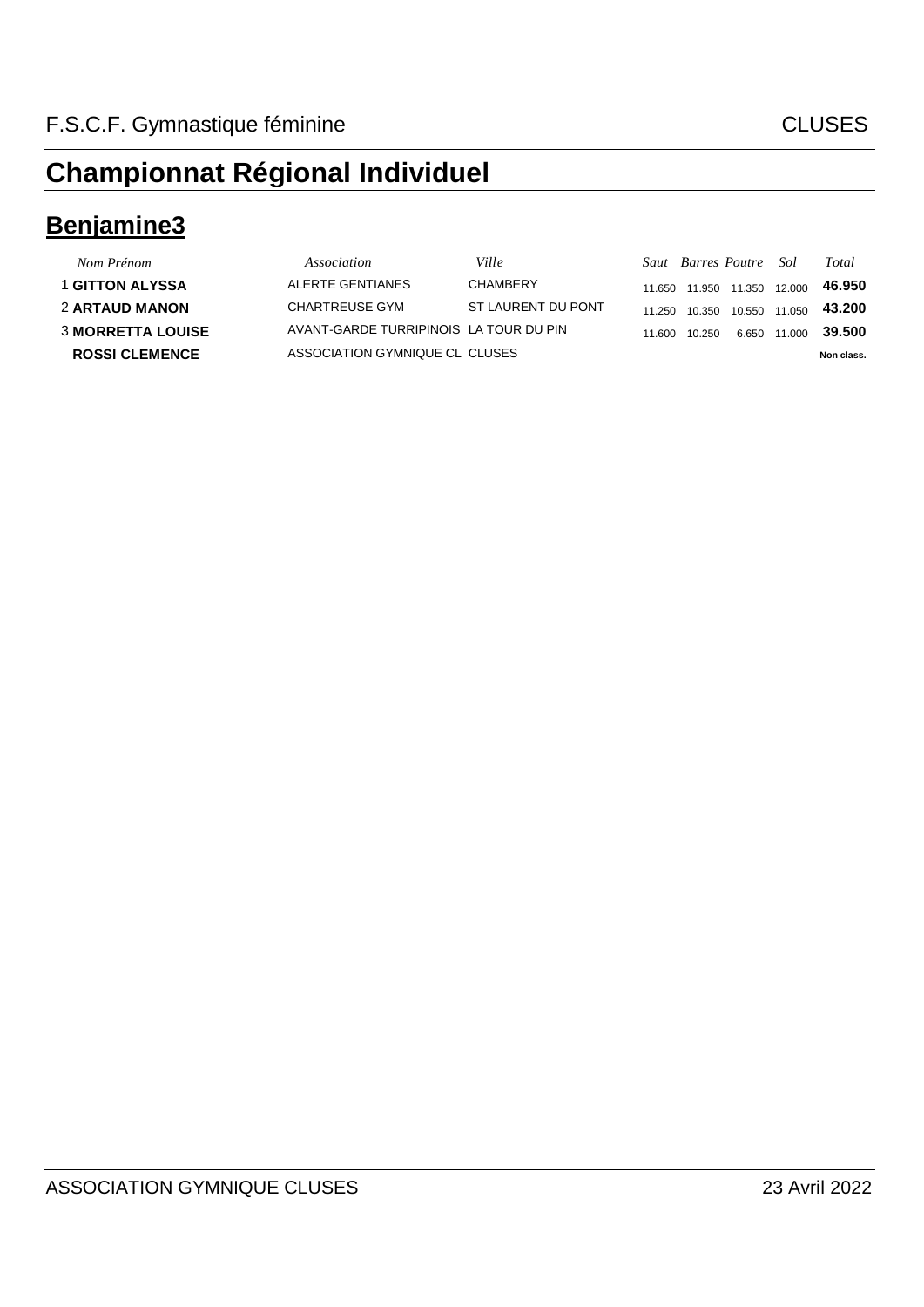F.S.C.F. Gymnastique féminine CLUSES

# Championnat Régional Individuel

## Benjamine3

| | *Nom Prénom* | *Association* | *Ville* | *Saut* | *Barres* | *Poutre* | *Sol* | *Total* |
|---|---|---|---|---|---|---|---|---|
| 1 | **GITTON ALYSSA** | ALERTE GENTIANES | CHAMBERY | 11.650 | 11.950 | 11.350 | 12.000 | **46.950** |
| 2 | **ARTAUD MANON** | CHARTREUSE GYM | ST LAURENT DU PONT | 11.250 | 10.350 | 10.550 | 11.050 | **43.200** |
| 3 | **MORRETTA LOUISE** | AVANT-GARDE TURRIPINOIS | LA TOUR DU PIN | 11.600 | 10.250 | 6.650 | 11.000 | **39.500** |
| | **ROSSI CLEMENCE** | ASSOCIATION GYMNIQUE CL | CLUSES | | | | | **Non class.** |

ASSOCIATION GYMNIQUE CLUSES 23 Avril 2022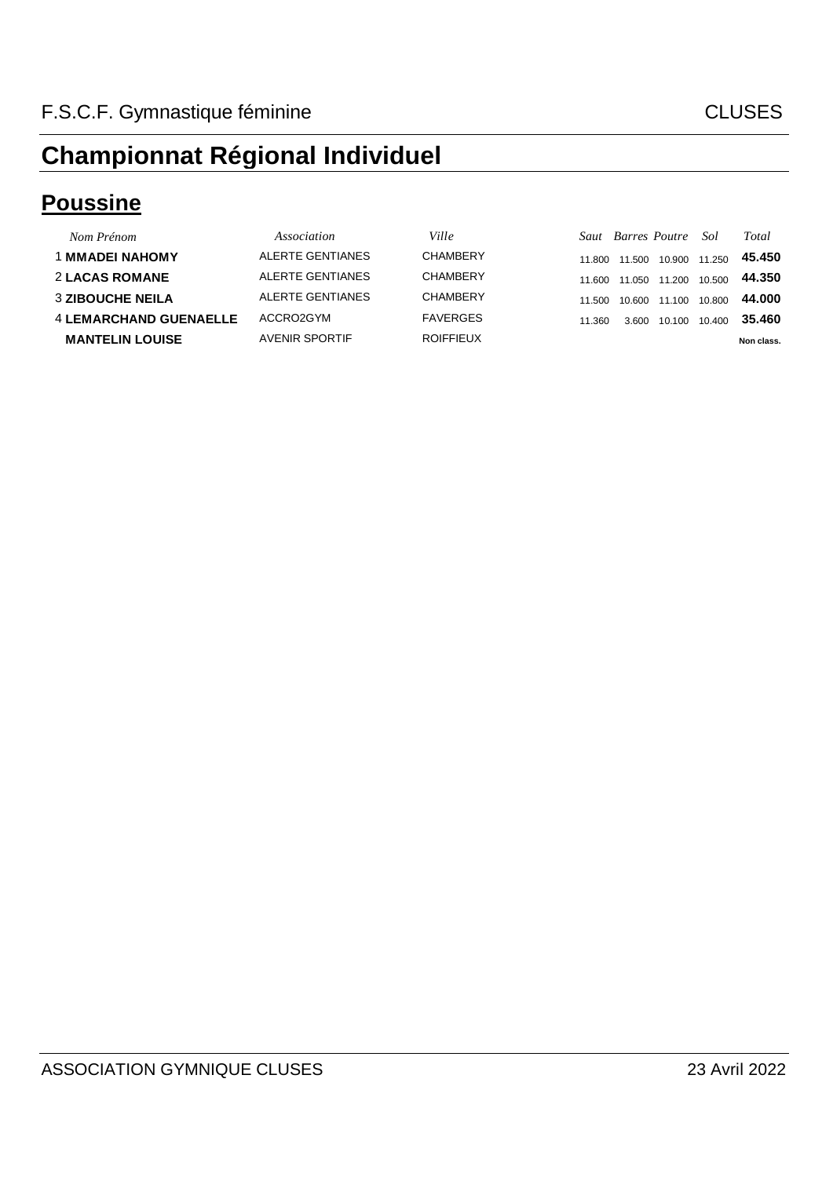F.S.C.F. Gymnastique féminine — CLUSES

# Championnat Régional Individuel

## Poussine

| | Nom Prénom | Association | Ville | Saut | Barres | Poutre | Sol | Total |
|---|---|---|---|---|---|---|---|---|
| 1 | **MMADEI NAHOMY** | ALERTE GENTIANES | CHAMBERY | 11.800 | 11.500 | 10.900 | 11.250 | **45.450** |
| 2 | **LACAS ROMANE** | ALERTE GENTIANES | CHAMBERY | 11.600 | 11.050 | 11.200 | 10.500 | **44.350** |
| 3 | **ZIBOUCHE NEILA** | ALERTE GENTIANES | CHAMBERY | 11.500 | 10.600 | 11.100 | 10.800 | **44.000** |
| 4 | **LEMARCHAND GUENAELLE** | ACCRO2GYM | FAVERGES | 11.360 | 3.600 | 10.100 | 10.400 | **35.460** |
| | **MANTELIN LOUISE** | AVENIR SPORTIF | ROIFFIEUX | | | | | **Non class.** |